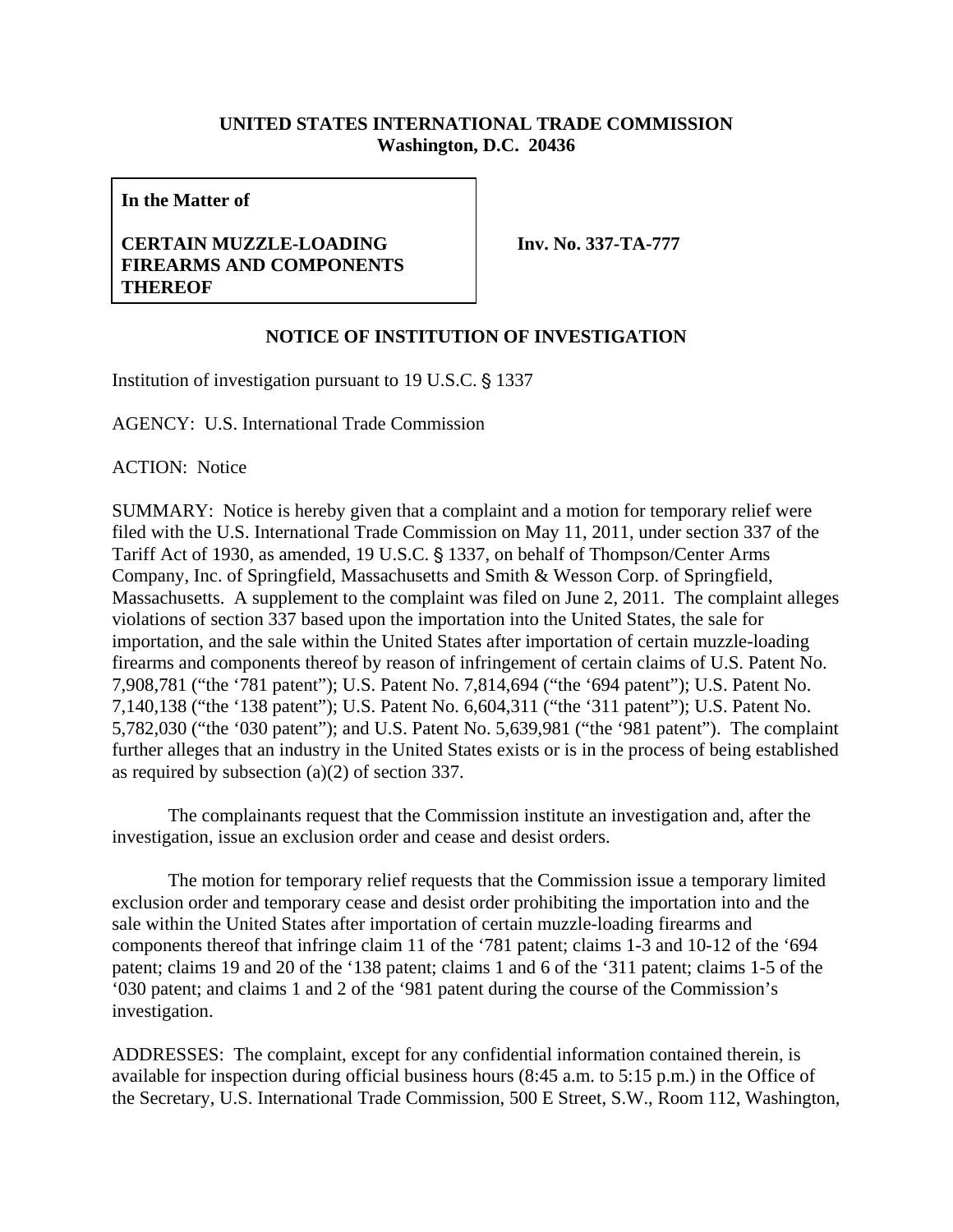**UNITED STATES INTERNATIONAL TRADE COMMISSION**
**Washington, D.C. 20436**

| **In the Matter of**<br><br>**CERTAIN MUZZLE-LOADING FIREARMS AND COMPONENTS THEREOF** | **Inv. No. 337-TA-777** |
|---|---|

## NOTICE OF INSTITUTION OF INVESTIGATION

Institution of investigation pursuant to 19 U.S.C. § 1337

AGENCY: U.S. International Trade Commission

ACTION: Notice

SUMMARY: Notice is hereby given that a complaint and a motion for temporary relief were filed with the U.S. International Trade Commission on May 11, 2011, under section 337 of the Tariff Act of 1930, as amended, 19 U.S.C. § 1337, on behalf of Thompson/Center Arms Company, Inc. of Springfield, Massachusetts and Smith & Wesson Corp. of Springfield, Massachusetts. A supplement to the complaint was filed on June 2, 2011. The complaint alleges violations of section 337 based upon the importation into the United States, the sale for importation, and the sale within the United States after importation of certain muzzle-loading firearms and components thereof by reason of infringement of certain claims of U.S. Patent No. 7,908,781 ("the '781 patent"); U.S. Patent No. 7,814,694 ("the '694 patent"); U.S. Patent No. 7,140,138 ("the '138 patent"); U.S. Patent No. 6,604,311 ("the '311 patent"); U.S. Patent No. 5,782,030 ("the '030 patent"); and U.S. Patent No. 5,639,981 ("the '981 patent"). The complaint further alleges that an industry in the United States exists or is in the process of being established as required by subsection (a)(2) of section 337.

The complainants request that the Commission institute an investigation and, after the investigation, issue an exclusion order and cease and desist orders.

The motion for temporary relief requests that the Commission issue a temporary limited exclusion order and temporary cease and desist order prohibiting the importation into and the sale within the United States after importation of certain muzzle-loading firearms and components thereof that infringe claim 11 of the '781 patent; claims 1-3 and 10-12 of the '694 patent; claims 19 and 20 of the '138 patent; claims 1 and 6 of the '311 patent; claims 1-5 of the '030 patent; and claims 1 and 2 of the '981 patent during the course of the Commission's investigation.

ADDRESSES: The complaint, except for any confidential information contained therein, is available for inspection during official business hours (8:45 a.m. to 5:15 p.m.) in the Office of the Secretary, U.S. International Trade Commission, 500 E Street, S.W., Room 112, Washington,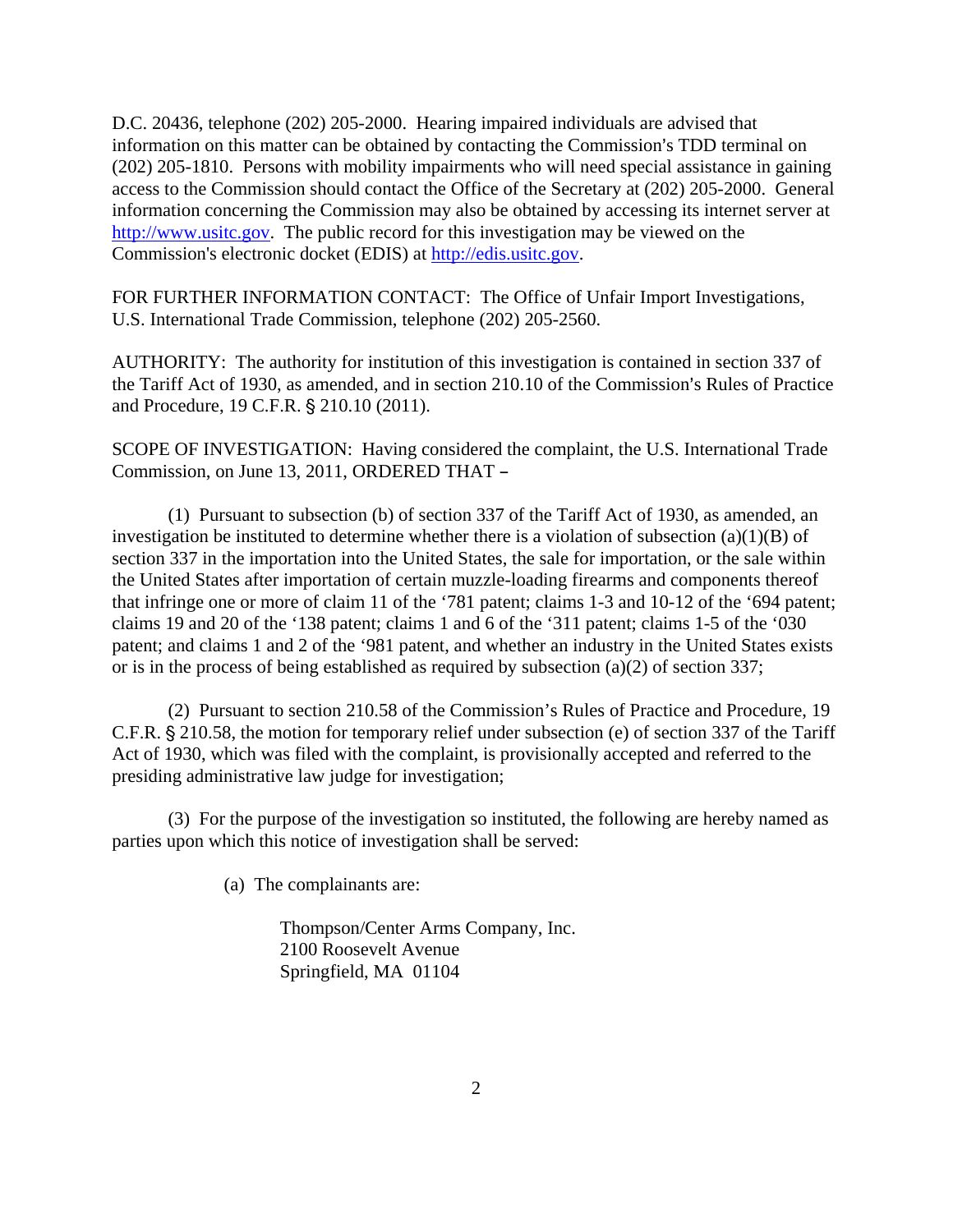D.C. 20436, telephone (202) 205-2000. Hearing impaired individuals are advised that information on this matter can be obtained by contacting the Commission's TDD terminal on (202) 205-1810. Persons with mobility impairments who will need special assistance in gaining access to the Commission should contact the Office of the Secretary at (202) 205-2000. General information concerning the Commission may also be obtained by accessing its internet server at http://www.usitc.gov. The public record for this investigation may be viewed on the Commission's electronic docket (EDIS) at http://edis.usitc.gov.

FOR FURTHER INFORMATION CONTACT: The Office of Unfair Import Investigations, U.S. International Trade Commission, telephone (202) 205-2560.

AUTHORITY: The authority for institution of this investigation is contained in section 337 of the Tariff Act of 1930, as amended, and in section 210.10 of the Commission's Rules of Practice and Procedure, 19 C.F.R. § 210.10 (2011).

SCOPE OF INVESTIGATION: Having considered the complaint, the U.S. International Trade Commission, on June 13, 2011, ORDERED THAT –

(1) Pursuant to subsection (b) of section 337 of the Tariff Act of 1930, as amended, an investigation be instituted to determine whether there is a violation of subsection (a)(1)(B) of section 337 in the importation into the United States, the sale for importation, or the sale within the United States after importation of certain muzzle-loading firearms and components thereof that infringe one or more of claim 11 of the '781 patent; claims 1-3 and 10-12 of the '694 patent; claims 19 and 20 of the '138 patent; claims 1 and 6 of the '311 patent; claims 1-5 of the '030 patent; and claims 1 and 2 of the '981 patent, and whether an industry in the United States exists or is in the process of being established as required by subsection (a)(2) of section 337;

(2) Pursuant to section 210.58 of the Commission's Rules of Practice and Procedure, 19 C.F.R. § 210.58, the motion for temporary relief under subsection (e) of section 337 of the Tariff Act of 1930, which was filed with the complaint, is provisionally accepted and referred to the presiding administrative law judge for investigation;

(3) For the purpose of the investigation so instituted, the following are hereby named as parties upon which this notice of investigation shall be served:

(a) The complainants are:

Thompson/Center Arms Company, Inc.
2100 Roosevelt Avenue
Springfield, MA 01104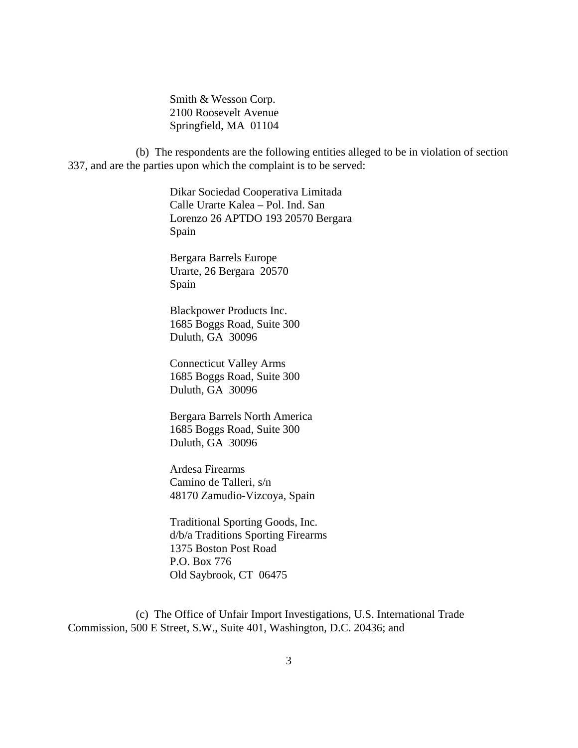Smith & Wesson Corp.
2100 Roosevelt Avenue
Springfield, MA 01104

(b) The respondents are the following entities alleged to be in violation of section 337, and are the parties upon which the complaint is to be served:

Dikar Sociedad Cooperativa Limitada
Calle Urarte Kalea – Pol. Ind. San
Lorenzo 26 APTDO 193 20570 Bergara
Spain

Bergara Barrels Europe
Urarte, 26 Bergara 20570
Spain

Blackpower Products Inc.
1685 Boggs Road, Suite 300
Duluth, GA 30096

Connecticut Valley Arms
1685 Boggs Road, Suite 300
Duluth, GA 30096

Bergara Barrels North America
1685 Boggs Road, Suite 300
Duluth, GA 30096

Ardesa Firearms
Camino de Talleri, s/n
48170 Zamudio-Vizcoya, Spain

Traditional Sporting Goods, Inc.
d/b/a Traditions Sporting Firearms
1375 Boston Post Road
P.O. Box 776
Old Saybrook, CT 06475

(c) The Office of Unfair Import Investigations, U.S. International Trade Commission, 500 E Street, S.W., Suite 401, Washington, D.C. 20436; and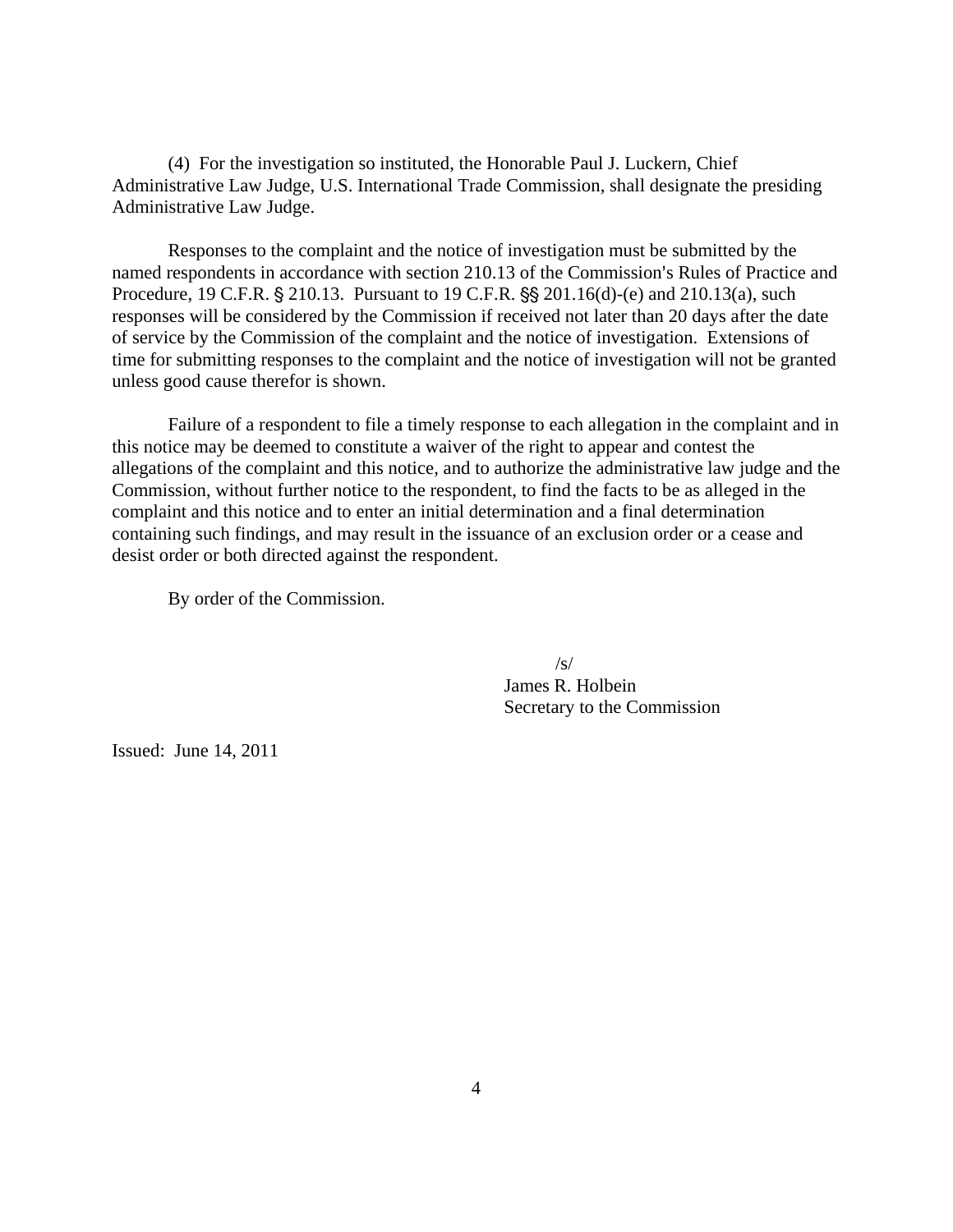(4) For the investigation so instituted, the Honorable Paul J. Luckern, Chief Administrative Law Judge, U.S. International Trade Commission, shall designate the presiding Administrative Law Judge.

Responses to the complaint and the notice of investigation must be submitted by the named respondents in accordance with section 210.13 of the Commission's Rules of Practice and Procedure, 19 C.F.R. § 210.13. Pursuant to 19 C.F.R. §§ 201.16(d)-(e) and 210.13(a), such responses will be considered by the Commission if received not later than 20 days after the date of service by the Commission of the complaint and the notice of investigation. Extensions of time for submitting responses to the complaint and the notice of investigation will not be granted unless good cause therefor is shown.

Failure of a respondent to file a timely response to each allegation in the complaint and in this notice may be deemed to constitute a waiver of the right to appear and contest the allegations of the complaint and this notice, and to authorize the administrative law judge and the Commission, without further notice to the respondent, to find the facts to be as alleged in the complaint and this notice and to enter an initial determination and a final determination containing such findings, and may result in the issuance of an exclusion order or a cease and desist order or both directed against the respondent.

By order of the Commission.

/s/
James R. Holbein
Secretary to the Commission

Issued: June 14, 2011